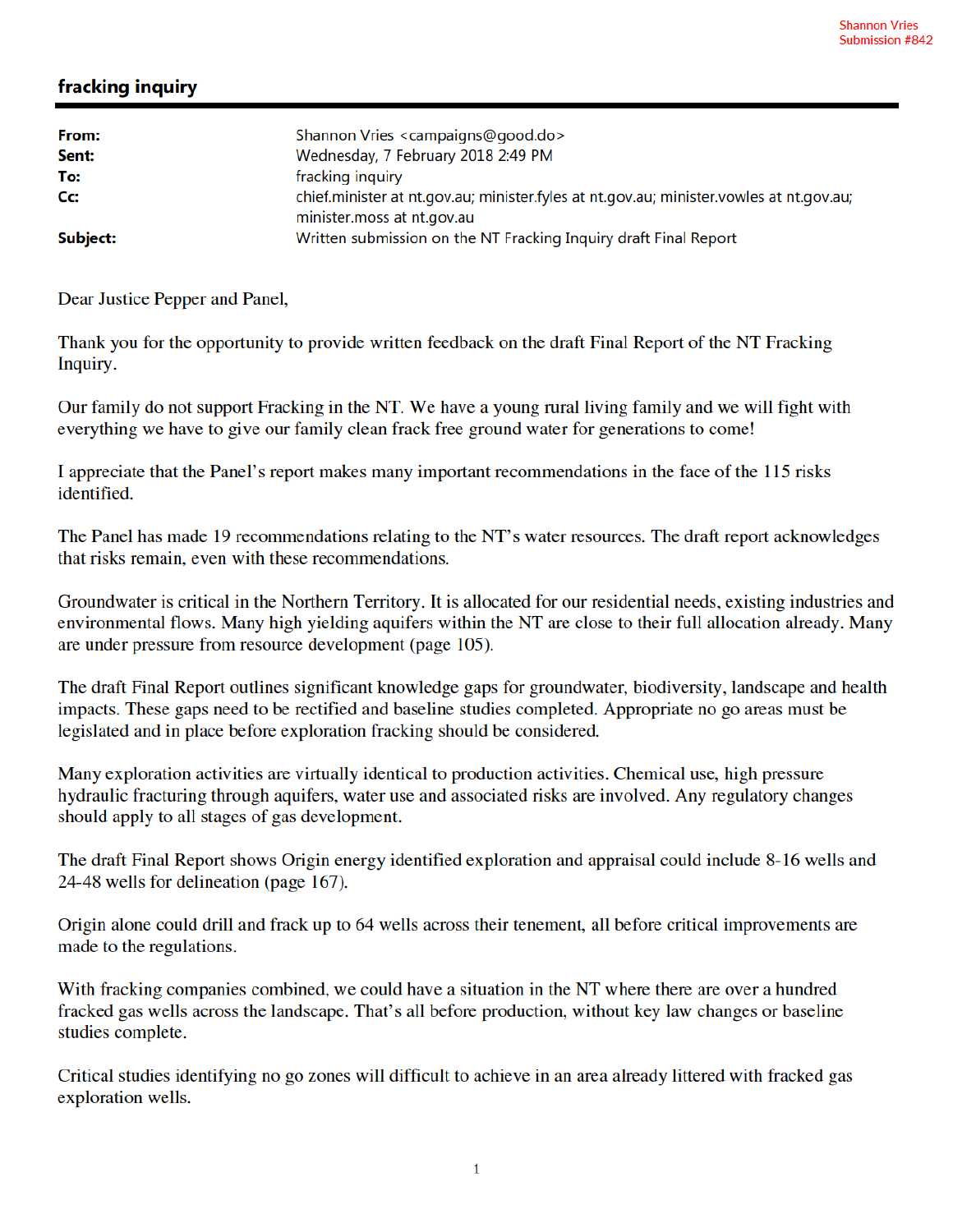Shannon Vries
Submission #842

## fracking inquiry

| | |
|---|---|
| **From:** | Shannon Vries <campaigns@good.do> |
| **Sent:** | Wednesday, 7 February 2018 2:49 PM |
| **To:** | fracking inquiry |
| **Cc:** | chief.minister at nt.gov.au; minister.fyles at nt.gov.au; minister.vowles at nt.gov.au; minister.moss at nt.gov.au |
| **Subject:** | Written submission on the NT Fracking Inquiry draft Final Report |

Dear Justice Pepper and Panel,

Thank you for the opportunity to provide written feedback on the draft Final Report of the NT Fracking Inquiry.

Our family do not support Fracking in the NT. We have a young rural living family and we will fight with everything we have to give our family clean frack free ground water for generations to come!

I appreciate that the Panel's report makes many important recommendations in the face of the 115 risks identified.

The Panel has made 19 recommendations relating to the NT's water resources. The draft report acknowledges that risks remain, even with these recommendations.

Groundwater is critical in the Northern Territory. It is allocated for our residential needs, existing industries and environmental flows. Many high yielding aquifers within the NT are close to their full allocation already. Many are under pressure from resource development (page 105).

The draft Final Report outlines significant knowledge gaps for groundwater, biodiversity, landscape and health impacts. These gaps need to be rectified and baseline studies completed. Appropriate no go areas must be legislated and in place before exploration fracking should be considered.

Many exploration activities are virtually identical to production activities. Chemical use, high pressure hydraulic fracturing through aquifers, water use and associated risks are involved. Any regulatory changes should apply to all stages of gas development.

The draft Final Report shows Origin energy identified exploration and appraisal could include 8-16 wells and 24-48 wells for delineation (page 167).

Origin alone could drill and frack up to 64 wells across their tenement, all before critical improvements are made to the regulations.

With fracking companies combined, we could have a situation in the NT where there are over a hundred fracked gas wells across the landscape. That's all before production, without key law changes or baseline studies complete.

Critical studies identifying no go zones will difficult to achieve in an area already littered with fracked gas exploration wells.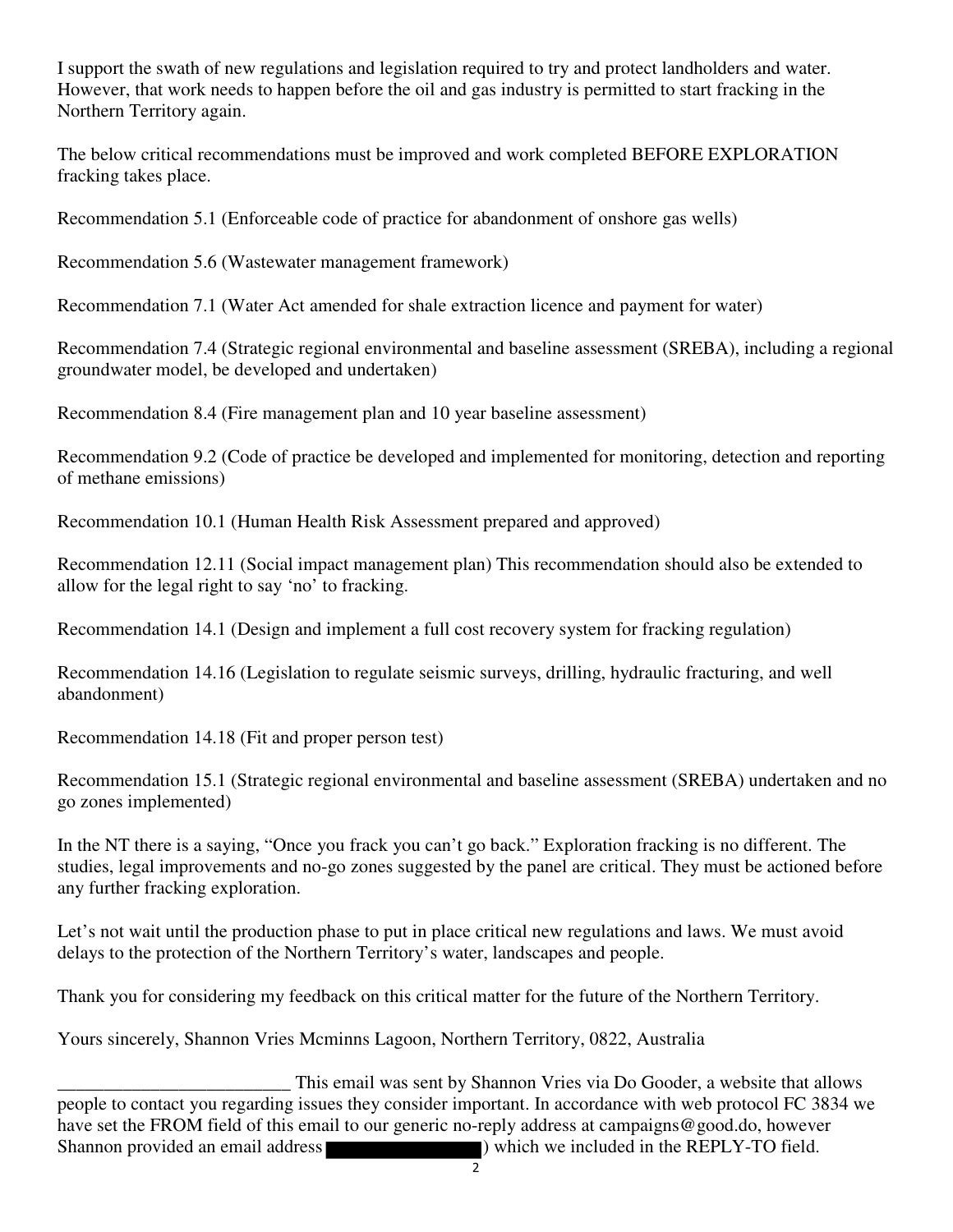I support the swath of new regulations and legislation required to try and protect landholders and water. However, that work needs to happen before the oil and gas industry is permitted to start fracking in the Northern Territory again.

The below critical recommendations must be improved and work completed BEFORE EXPLORATION fracking takes place.

Recommendation 5.1 (Enforceable code of practice for abandonment of onshore gas wells)

Recommendation 5.6 (Wastewater management framework)

Recommendation 7.1 (Water Act amended for shale extraction licence and payment for water)

Recommendation 7.4 (Strategic regional environmental and baseline assessment (SREBA), including a regional groundwater model, be developed and undertaken)

Recommendation 8.4 (Fire management plan and 10 year baseline assessment)

Recommendation 9.2 (Code of practice be developed and implemented for monitoring, detection and reporting of methane emissions)

Recommendation 10.1 (Human Health Risk Assessment prepared and approved)

Recommendation 12.11 (Social impact management plan) This recommendation should also be extended to allow for the legal right to say 'no' to fracking.

Recommendation 14.1 (Design and implement a full cost recovery system for fracking regulation)

Recommendation 14.16 (Legislation to regulate seismic surveys, drilling, hydraulic fracturing, and well abandonment)

Recommendation 14.18 (Fit and proper person test)

Recommendation 15.1 (Strategic regional environmental and baseline assessment (SREBA) undertaken and no go zones implemented)

In the NT there is a saying, "Once you frack you can't go back." Exploration fracking is no different. The studies, legal improvements and no-go zones suggested by the panel are critical. They must be actioned before any further fracking exploration.

Let's not wait until the production phase to put in place critical new regulations and laws. We must avoid delays to the protection of the Northern Territory's water, landscapes and people.

Thank you for considering my feedback on this critical matter for the future of the Northern Territory.

Yours sincerely, Shannon Vries Mcminns Lagoon, Northern Territory, 0822, Australia

_________________________ This email was sent by Shannon Vries via Do Gooder, a website that allows people to contact you regarding issues they consider important. In accordance with web protocol FC 3834 we have set the FROM field of this email to our generic no-reply address at campaigns@good.do, however Shannon provided an email address [redacted]) which we included in the REPLY-TO field.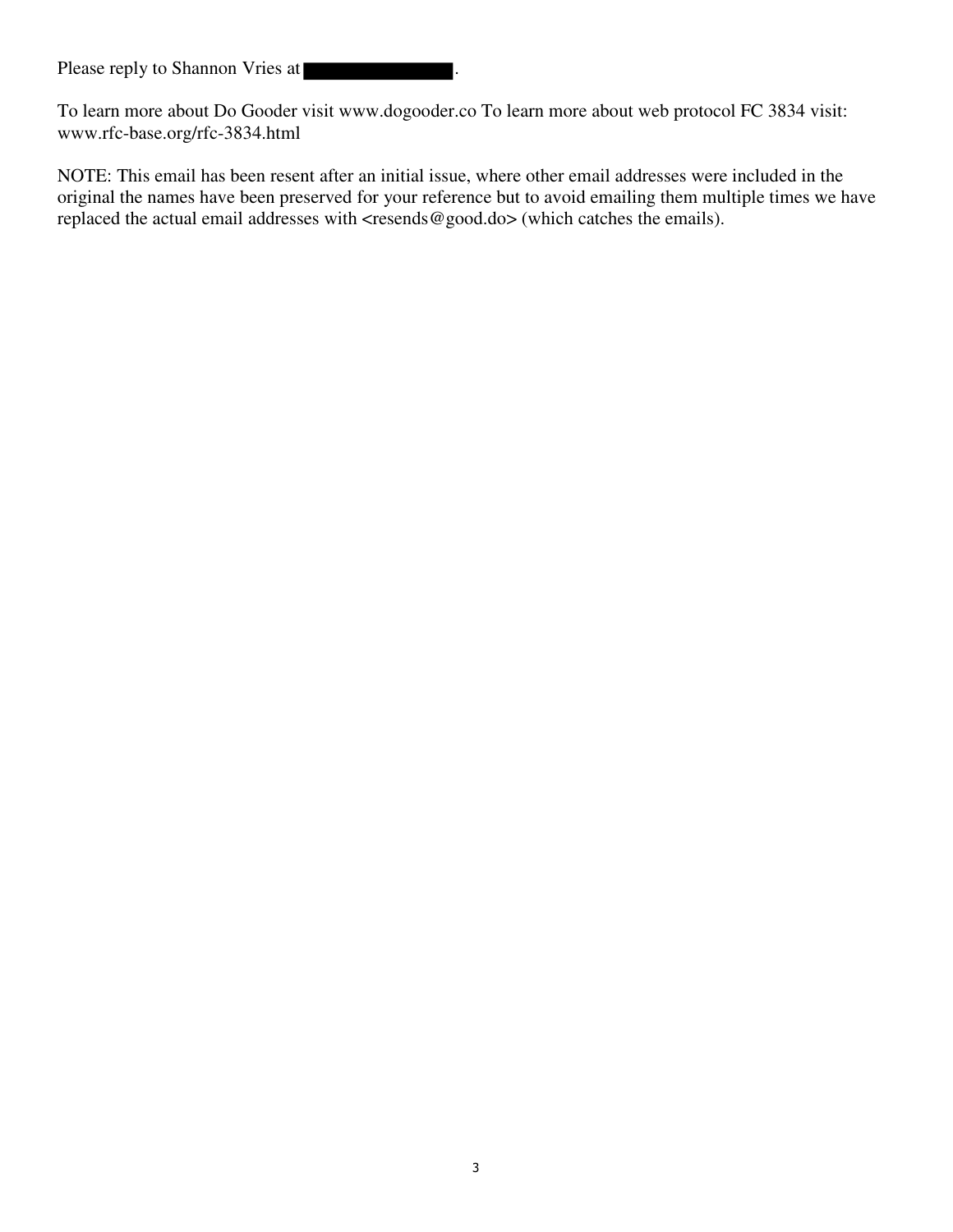Please reply to Shannon Vries at ██████████.

To learn more about Do Gooder visit www.dogooder.co To learn more about web protocol FC 3834 visit: www.rfc-base.org/rfc-3834.html

NOTE: This email has been resent after an initial issue, where other email addresses were included in the original the names have been preserved for your reference but to avoid emailing them multiple times we have replaced the actual email addresses with <resends@good.do> (which catches the emails).